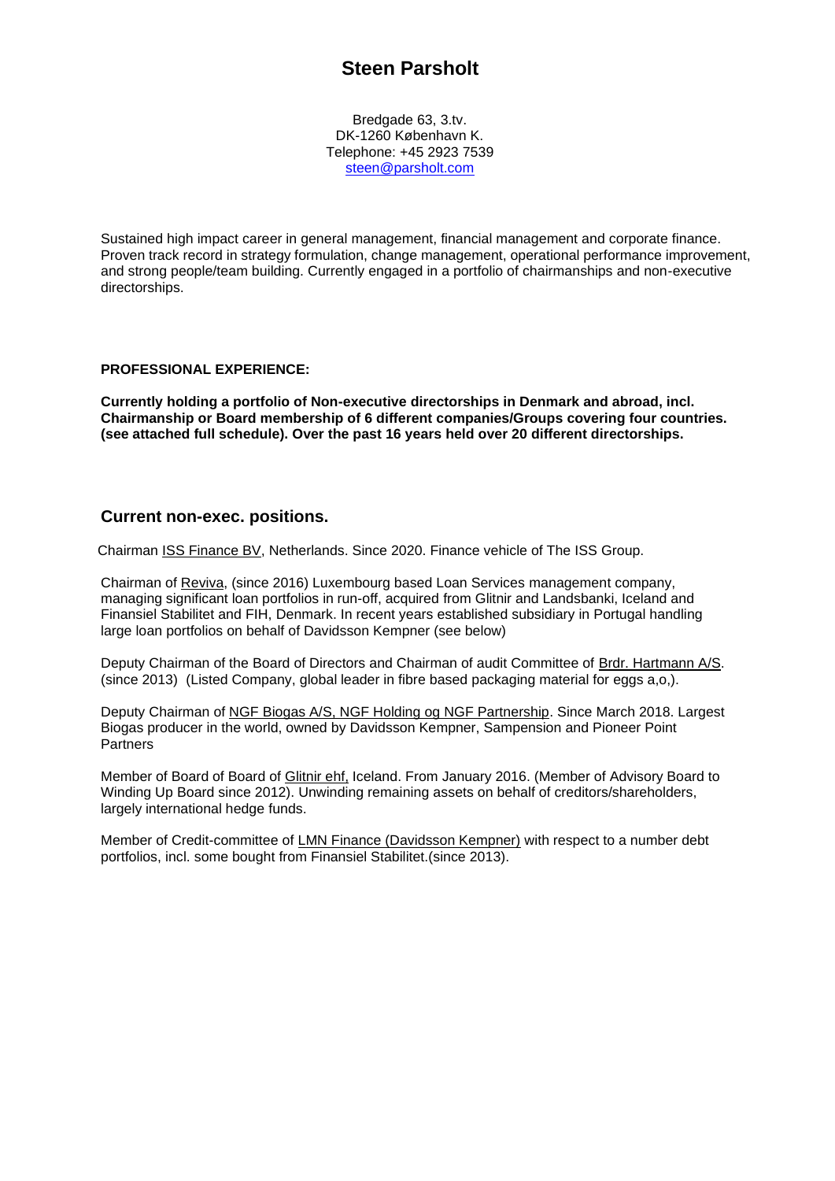# Steen Parsholt

Bredgade 63, 3.tv.
DK-1260 København K.
Telephone: +45 2923 7539
steen@parsholt.com

Sustained high impact career in general management, financial management and corporate finance. Proven track record in strategy formulation, change management, operational performance improvement, and strong people/team building. Currently engaged in a portfolio of chairmanships and non-executive directorships.

**PROFESSIONAL EXPERIENCE:**

**Currently holding a portfolio of Non-executive directorships in Denmark and abroad, incl. Chairmanship or Board membership of 6 different companies/Groups covering four countries. (see attached full schedule). Over the past 16 years held over 20 different directorships.**

## Current non-exec. positions.

Chairman ISS Finance BV, Netherlands. Since 2020. Finance vehicle of The ISS Group.

Chairman of Reviva, (since 2016) Luxembourg based Loan Services management company, managing significant loan portfolios in run-off, acquired from Glitnir and Landsbanki, Iceland and Finansiel Stabilitet and FIH, Denmark. In recent years established subsidiary in Portugal handling large loan portfolios on behalf of Davidsson Kempner (see below)

Deputy Chairman of the Board of Directors and Chairman of audit Committee of Brdr. Hartmann A/S. (since 2013) (Listed Company, global leader in fibre based packaging material for eggs a,o,).

Deputy Chairman of NGF Biogas A/S, NGF Holding og NGF Partnership. Since March 2018. Largest Biogas producer in the world, owned by Davidsson Kempner, Sampension and Pioneer Point Partners

Member of Board of Board of Glitnir ehf, Iceland. From January 2016. (Member of Advisory Board to Winding Up Board since 2012). Unwinding remaining assets on behalf of creditors/shareholders, largely international hedge funds.

Member of Credit-committee of LMN Finance (Davidsson Kempner) with respect to a number debt portfolios, incl. some bought from Finansiel Stabilitet.(since 2013).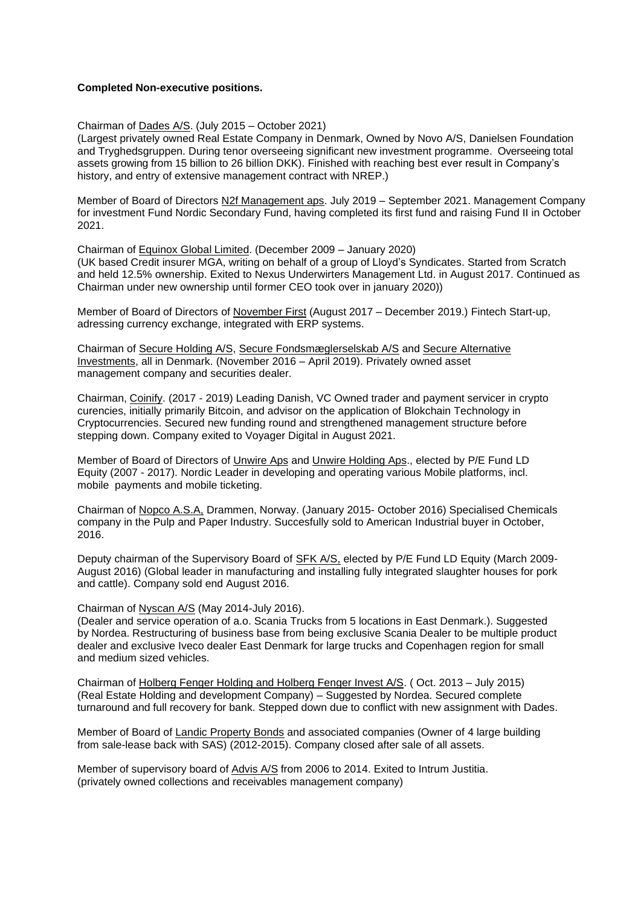**Completed Non-executive positions.**

Chairman of Dades A/S. (July 2015 – October 2021)
(Largest privately owned Real Estate Company in Denmark, Owned by Novo A/S, Danielsen Foundation and Tryghedsgruppen. During tenor overseeing significant new investment programme. Overseeing total assets growing from 15 billion to 26 billion DKK). Finished with reaching best ever result in Company's history, and entry of extensive management contract with NREP.)

Member of Board of Directors N2f Management aps. July 2019 – September 2021. Management Company for investment Fund Nordic Secondary Fund, having completed its first fund and raising Fund II in October 2021.

Chairman of Equinox Global Limited. (December 2009 – January 2020)
(UK based Credit insurer MGA, writing on behalf of a group of Lloyd's Syndicates. Started from Scratch and held 12.5% ownership. Exited to Nexus Underwirters Management Ltd. in August 2017. Continued as Chairman under new ownership until former CEO took over in january 2020))

Member of Board of Directors of November First (August 2017 – December 2019.) Fintech Start-up, adressing currency exchange, integrated with ERP systems.

Chairman of Secure Holding A/S, Secure Fondsmæglerselskab A/S and Secure Alternative Investments, all in Denmark. (November 2016 – April 2019). Privately owned asset management company and securities dealer.

Chairman, Coinify. (2017 - 2019) Leading Danish, VC Owned trader and payment servicer in crypto curencies, initially primarily Bitcoin, and advisor on the application of Blokchain Technology in Cryptocurrencies. Secured new funding round and strengthened management structure before stepping down. Company exited to Voyager Digital in August 2021.

Member of Board of Directors of Unwire Aps and Unwire Holding Aps., elected by P/E Fund LD Equity (2007 - 2017). Nordic Leader in developing and operating various Mobile platforms, incl. mobile payments and mobile ticketing.

Chairman of Nopco A.S.A, Drammen, Norway. (January 2015- October 2016) Specialised Chemicals company in the Pulp and Paper Industry. Succesfully sold to American Industrial buyer in October, 2016.

Deputy chairman of the Supervisory Board of SFK A/S, elected by P/E Fund LD Equity (March 2009- August 2016) (Global leader in manufacturing and installing fully integrated slaughter houses for pork and cattle). Company sold end August 2016.

Chairman of Nyscan A/S (May 2014-July 2016).
(Dealer and service operation of a.o. Scania Trucks from 5 locations in East Denmark.). Suggested by Nordea. Restructuring of business base from being exclusive Scania Dealer to be multiple product dealer and exclusive Iveco dealer East Denmark for large trucks and Copenhagen region for small and medium sized vehicles.

Chairman of Holberg Fenger Holding and Holberg Fenger Invest A/S. ( Oct. 2013 – July 2015) (Real Estate Holding and development Company) – Suggested by Nordea. Secured complete turnaround and full recovery for bank. Stepped down due to conflict with new assignment with Dades.

Member of Board of Landic Property Bonds and associated companies (Owner of 4 large building from sale-lease back with SAS) (2012-2015). Company closed after sale of all assets.

Member of supervisory board of Advis A/S from 2006 to 2014. Exited to Intrum Justitia. (privately owned collections and receivables management company)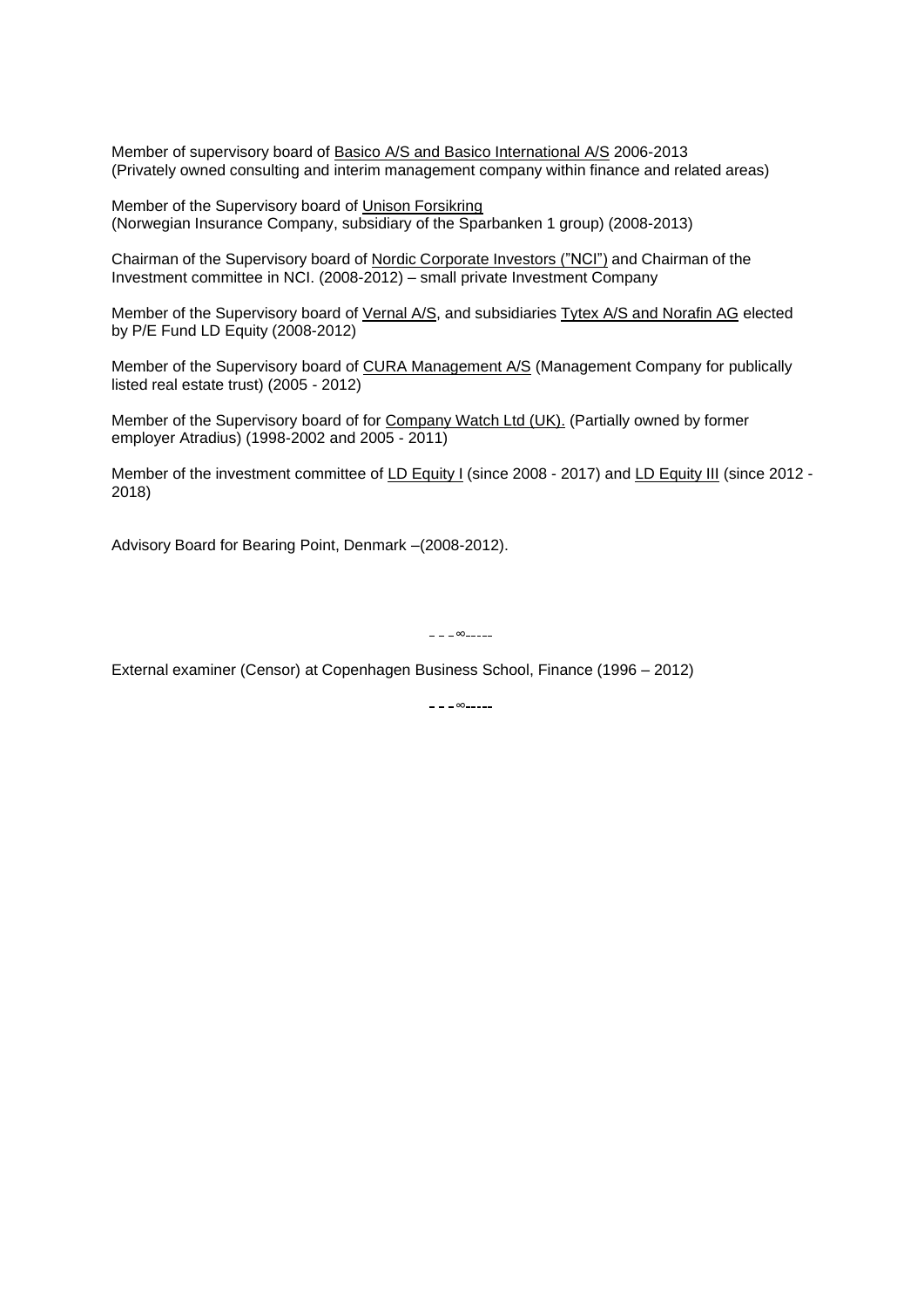Member of supervisory board of Basico A/S and Basico International A/S 2006-2013
(Privately owned consulting and interim management company within finance and related areas)

Member of the Supervisory board of Unison Forsikring
(Norwegian Insurance Company, subsidiary of the Sparbanken 1 group) (2008-2013)

Chairman of the Supervisory board of Nordic Corporate Investors (”NCI”) and Chairman of the Investment committee in NCI. (2008-2012) – small private Investment Company

Member of the Supervisory board of Vernal A/S, and subsidiaries Tytex A/S and Norafin AG elected by P/E Fund LD Equity (2008-2012)

Member of the Supervisory board of CURA Management A/S (Management Company for publically listed real estate trust) (2005 - 2012)

Member of the Supervisory board of for Company Watch Ltd (UK). (Partially owned by former employer Atradius) (1998-2002 and 2005 - 2011)

Member of the investment committee of LD Equity I (since 2008 - 2017) and LD Equity III (since 2012 - 2018)

Advisory Board for Bearing Point, Denmark –(2008-2012).

– – –∞– – – – –

External examiner (Censor) at Copenhagen Business School, Finance (1996 – 2012)

– – –∞– – – – –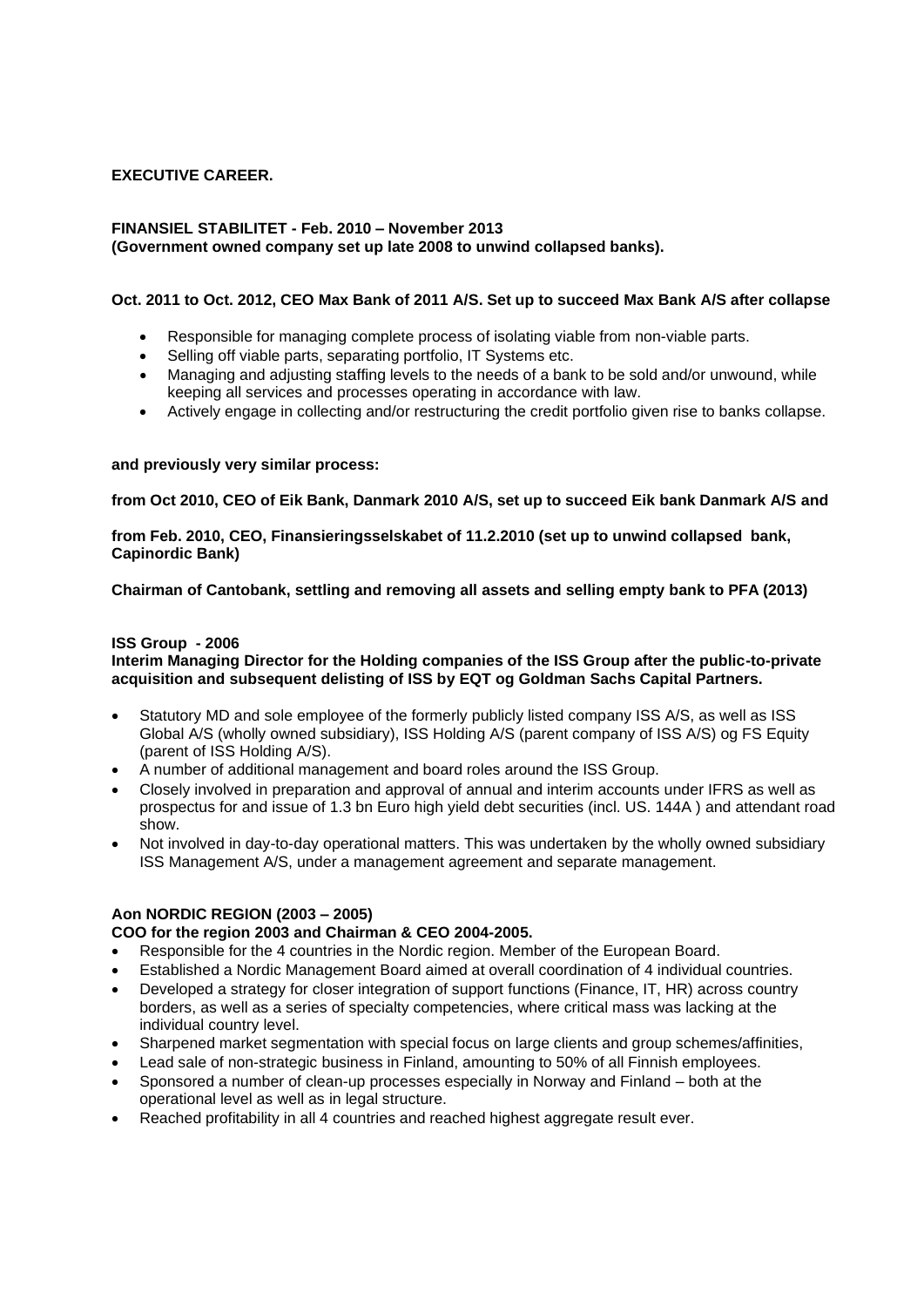**EXECUTIVE CAREER.**

**FINANSIEL STABILITET - Feb. 2010 – November 2013**
**(Government owned company set up late 2008 to unwind collapsed banks).**

**Oct. 2011 to Oct. 2012, CEO Max Bank of 2011 A/S. Set up to succeed Max Bank A/S after collapse**

- Responsible for managing complete process of isolating viable from non-viable parts.
- Selling off viable parts, separating portfolio, IT Systems etc.
- Managing and adjusting staffing levels to the needs of a bank to be sold and/or unwound, while keeping all services and processes operating in accordance with law.
- Actively engage in collecting and/or restructuring the credit portfolio given rise to banks collapse.

**and previously very similar process:**

**from Oct 2010, CEO of Eik Bank, Danmark 2010 A/S, set up to succeed Eik bank Danmark A/S and**

**from Feb. 2010, CEO, Finansieringsselskabet of 11.2.2010 (set up to unwind collapsed bank, Capinordic Bank)**

**Chairman of Cantobank, settling and removing all assets and selling empty bank to PFA (2013)**

**ISS Group - 2006**
**Interim Managing Director for the Holding companies of the ISS Group after the public-to-private acquisition and subsequent delisting of ISS by EQT og Goldman Sachs Capital Partners.**

- Statutory MD and sole employee of the formerly publicly listed company ISS A/S, as well as ISS Global A/S (wholly owned subsidiary), ISS Holding A/S (parent company of ISS A/S) og FS Equity (parent of ISS Holding A/S).
- A number of additional management and board roles around the ISS Group.
- Closely involved in preparation and approval of annual and interim accounts under IFRS as well as prospectus for and issue of 1.3 bn Euro high yield debt securities (incl. US. 144A ) and attendant road show.
- Not involved in day-to-day operational matters. This was undertaken by the wholly owned subsidiary ISS Management A/S, under a management agreement and separate management.

**Aon NORDIC REGION (2003 – 2005)**
**COO for the region 2003 and Chairman & CEO 2004-2005.**

- Responsible for the 4 countries in the Nordic region. Member of the European Board.
- Established a Nordic Management Board aimed at overall coordination of 4 individual countries.
- Developed a strategy for closer integration of support functions (Finance, IT, HR) across country borders, as well as a series of specialty competencies, where critical mass was lacking at the individual country level.
- Sharpened market segmentation with special focus on large clients and group schemes/affinities,
- Lead sale of non-strategic business in Finland, amounting to 50% of all Finnish employees.
- Sponsored a number of clean-up processes especially in Norway and Finland – both at the operational level as well as in legal structure.
- Reached profitability in all 4 countries and reached highest aggregate result ever.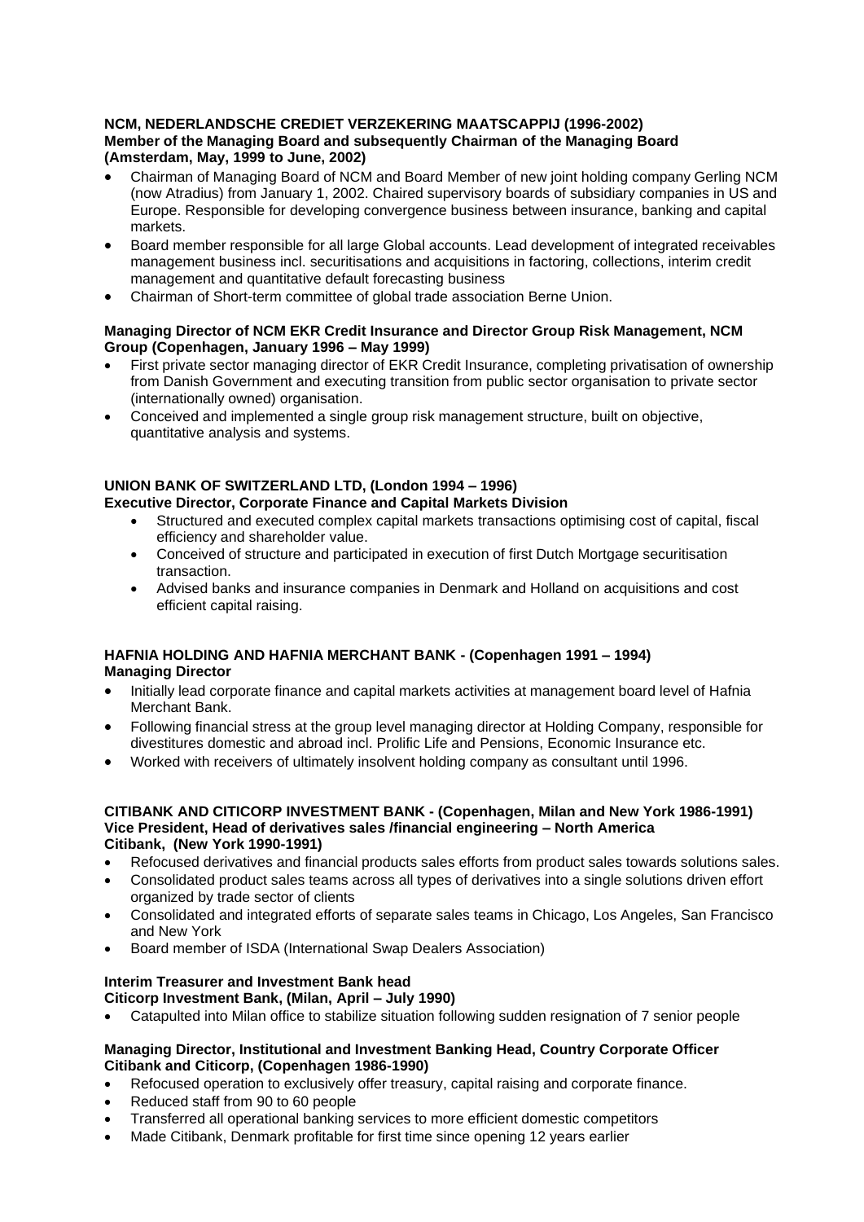**NCM, NEDERLANDSCHE CREDIET VERZEKERING MAATSCAPPIJ (1996-2002)**
**Member of the Managing Board and subsequently Chairman of the Managing Board (Amsterdam, May, 1999 to June, 2002)**

- Chairman of Managing Board of NCM and Board Member of new joint holding company Gerling NCM (now Atradius) from January 1, 2002. Chaired supervisory boards of subsidiary companies in US and Europe. Responsible for developing convergence business between insurance, banking and capital markets.
- Board member responsible for all large Global accounts. Lead development of integrated receivables management business incl. securitisations and acquisitions in factoring, collections, interim credit management and quantitative default forecasting business
- Chairman of Short-term committee of global trade association Berne Union.

**Managing Director of NCM EKR Credit Insurance and Director Group Risk Management, NCM Group (Copenhagen, January 1996 – May 1999)**

- First private sector managing director of EKR Credit Insurance, completing privatisation of ownership from Danish Government and executing transition from public sector organisation to private sector (internationally owned) organisation.
- Conceived and implemented a single group risk management structure, built on objective, quantitative analysis and systems.

**UNION BANK OF SWITZERLAND LTD, (London 1994 – 1996)**
**Executive Director, Corporate Finance and Capital Markets Division**

- Structured and executed complex capital markets transactions optimising cost of capital, fiscal efficiency and shareholder value.
- Conceived of structure and participated in execution of first Dutch Mortgage securitisation transaction.
- Advised banks and insurance companies in Denmark and Holland on acquisitions and cost efficient capital raising.

**HAFNIA HOLDING AND HAFNIA MERCHANT BANK - (Copenhagen 1991 – 1994)**
**Managing Director**

- Initially lead corporate finance and capital markets activities at management board level of Hafnia Merchant Bank.
- Following financial stress at the group level managing director at Holding Company, responsible for divestitures domestic and abroad incl. Prolific Life and Pensions, Economic Insurance etc.
- Worked with receivers of ultimately insolvent holding company as consultant until 1996.

**CITIBANK AND CITICORP INVESTMENT BANK - (Copenhagen, Milan and New York 1986-1991)**
**Vice President, Head of derivatives sales /financial engineering – North America**
**Citibank, (New York 1990-1991)**

- Refocused derivatives and financial products sales efforts from product sales towards solutions sales.
- Consolidated product sales teams across all types of derivatives into a single solutions driven effort organized by trade sector of clients
- Consolidated and integrated efforts of separate sales teams in Chicago, Los Angeles, San Francisco and New York
- Board member of ISDA (International Swap Dealers Association)

**Interim Treasurer and Investment Bank head**
**Citicorp Investment Bank, (Milan, April – July 1990)**

- Catapulted into Milan office to stabilize situation following sudden resignation of 7 senior people

**Managing Director, Institutional and Investment Banking Head, Country Corporate Officer**
**Citibank and Citicorp, (Copenhagen 1986-1990)**

- Refocused operation to exclusively offer treasury, capital raising and corporate finance.
- Reduced staff from 90 to 60 people
- Transferred all operational banking services to more efficient domestic competitors
- Made Citibank, Denmark profitable for first time since opening 12 years earlier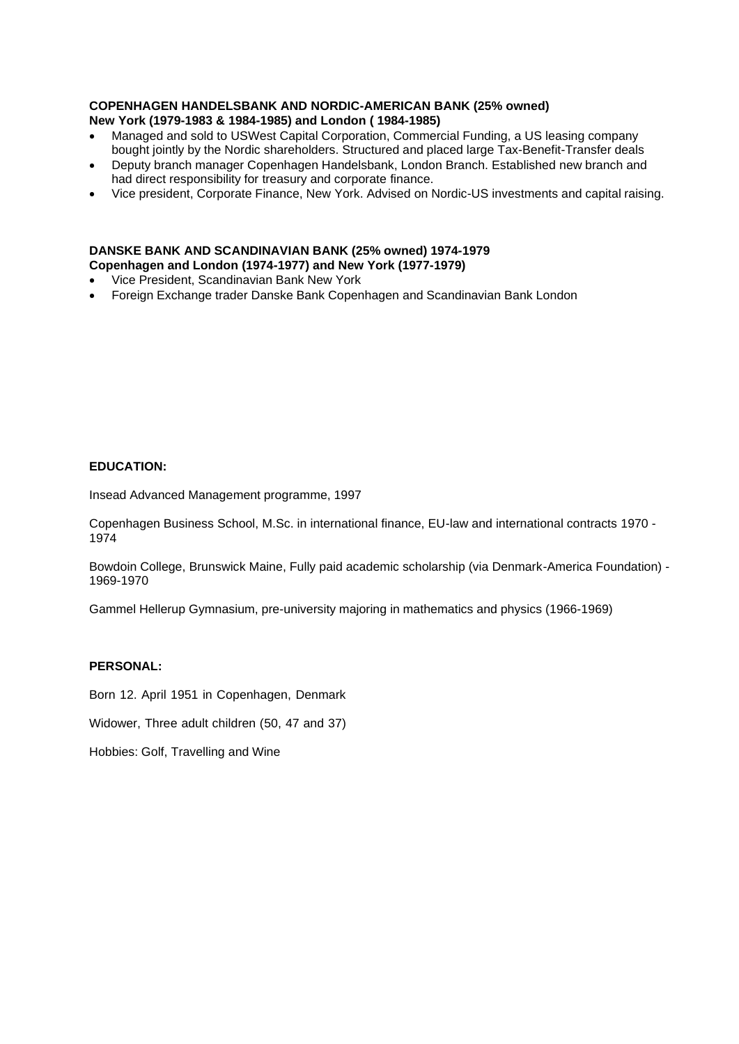**COPENHAGEN HANDELSBANK AND NORDIC-AMERICAN BANK (25% owned)**
**New York (1979-1983 & 1984-1985) and London ( 1984-1985)**

- Managed and sold to USWest Capital Corporation, Commercial Funding, a US leasing company bought jointly by the Nordic shareholders. Structured and placed large Tax-Benefit-Transfer deals
- Deputy branch manager Copenhagen Handelsbank, London Branch. Established new branch and had direct responsibility for treasury and corporate finance.
- Vice president, Corporate Finance, New York. Advised on Nordic-US investments and capital raising.

**DANSKE BANK AND SCANDINAVIAN BANK (25% owned) 1974-1979**
**Copenhagen and London (1974-1977) and New York (1977-1979)**

- Vice President, Scandinavian Bank New York
- Foreign Exchange trader Danske Bank Copenhagen and Scandinavian Bank London

**EDUCATION:**

Insead Advanced Management programme, 1997

Copenhagen Business School, M.Sc. in international finance, EU-law and international contracts 1970 - 1974

Bowdoin College, Brunswick Maine, Fully paid academic scholarship (via Denmark-America Foundation) - 1969-1970

Gammel Hellerup Gymnasium, pre-university majoring in mathematics and physics (1966-1969)

**PERSONAL:**

Born 12. April 1951 in Copenhagen, Denmark

Widower, Three adult children (50, 47 and 37)

Hobbies: Golf, Travelling and Wine